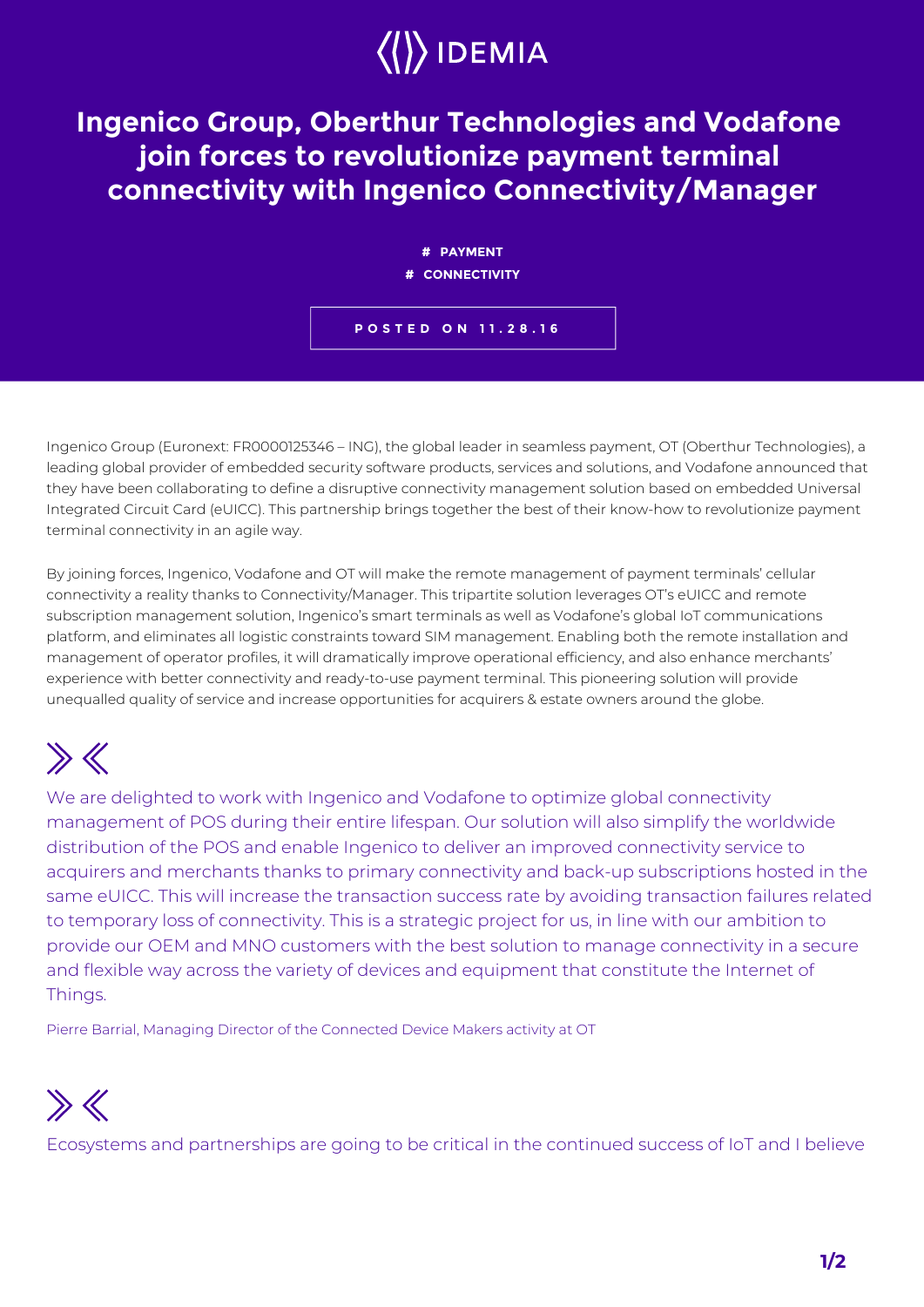IDEMIA

# Ingenico Group, Oberthur Technologies and Vodafone join forces to revolutionize payment terminal connectivity with Ingenico Connectivity/Manager

# PAYMENT
# CONNECTIVITY

POSTED ON 11.28.16

Ingenico Group (Euronext: FR0000125346 – ING), the global leader in seamless payment, OT (Oberthur Technologies), a leading global provider of embedded security software products, services and solutions, and Vodafone announced that they have been collaborating to define a disruptive connectivity management solution based on embedded Universal Integrated Circuit Card (eUICC). This partnership brings together the best of their know-how to revolutionize payment terminal connectivity in an agile way.

By joining forces, Ingenico, Vodafone and OT will make the remote management of payment terminals' cellular connectivity a reality thanks to Connectivity/Manager. This tripartite solution leverages OT's eUICC and remote subscription management solution, Ingenico's smart terminals as well as Vodafone's global IoT communications platform, and eliminates all logistic constraints toward SIM management. Enabling both the remote installation and management of operator profiles, it will dramatically improve operational efficiency, and also enhance merchants' experience with better connectivity and ready-to-use payment terminal. This pioneering solution will provide unequalled quality of service and increase opportunities for acquirers & estate owners around the globe.

> We are delighted to work with Ingenico and Vodafone to optimize global connectivity management of POS during their entire lifespan. Our solution will also simplify the worldwide distribution of the POS and enable Ingenico to deliver an improved connectivity service to acquirers and merchants thanks to primary connectivity and back-up subscriptions hosted in the same eUICC. This will increase the transaction success rate by avoiding transaction failures related to temporary loss of connectivity. This is a strategic project for us, in line with our ambition to provide our OEM and MNO customers with the best solution to manage connectivity in a secure and flexible way across the variety of devices and equipment that constitute the Internet of Things.
>
> Pierre Barrial, Managing Director of the Connected Device Makers activity at OT

> Ecosystems and partnerships are going to be critical in the continued success of IoT and I believe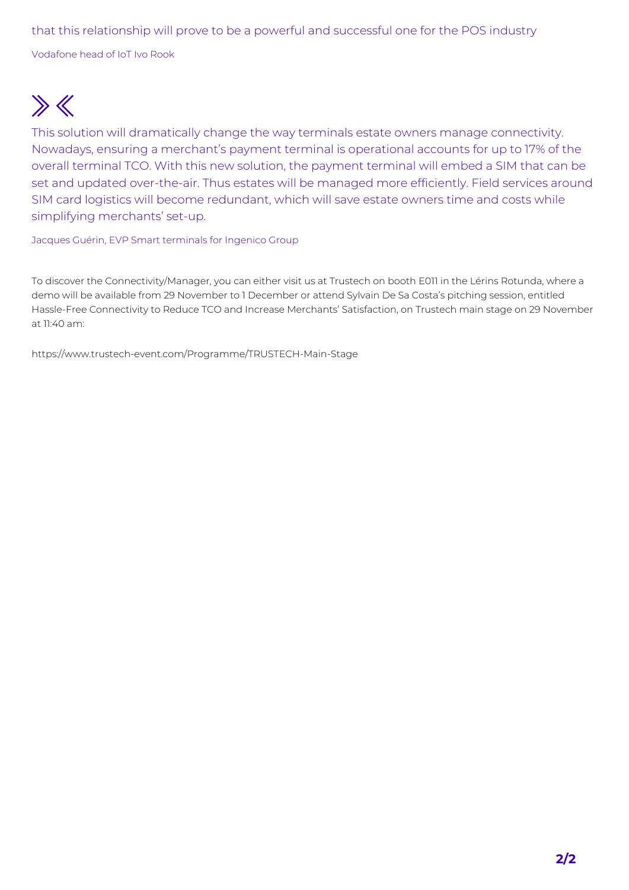that this relationship will prove to be a powerful and successful one for the POS industry

Vodafone head of IoT Ivo Rook

» «

This solution will dramatically change the way terminals estate owners manage connectivity. Nowadays, ensuring a merchant's payment terminal is operational accounts for up to 17% of the overall terminal TCO. With this new solution, the payment terminal will embed a SIM that can be set and updated over-the-air. Thus estates will be managed more efficiently. Field services around SIM card logistics will become redundant, which will save estate owners time and costs while simplifying merchants' set-up.

Jacques Guérin, EVP Smart terminals for Ingenico Group

To discover the Connectivity/Manager, you can either visit us at Trustech on booth E011 in the Lérins Rotunda, where a demo will be available from 29 November to 1 December or attend Sylvain De Sa Costa's pitching session, entitled Hassle-Free Connectivity to Reduce TCO and Increase Merchants' Satisfaction, on Trustech main stage on 29 November at 11:40 am:

https://www.trustech-event.com/Programme/TRUSTECH-Main-Stage